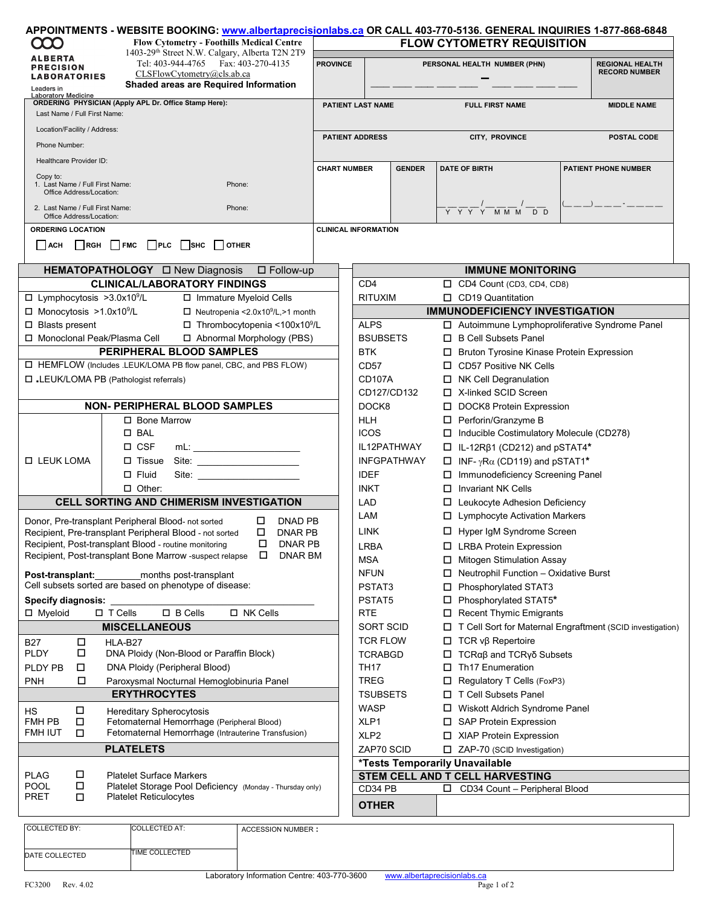**APPOINTMENTS - WEBSITE BOOKING: www.albertaprecisionlabs.ca OR CALL 403-770-5136. GENERAL INQUIRIES 1-877-868-6848**

ALBERTA PRECISION LABORATORIES
Leaders in Laboratory Medicine

**Flow Cytometry - Foothills Medical Centre**
1403-29th Street N.W. Calgary, Alberta T2N 2T9
Tel: 403-944-4765 Fax: 403-270-4135
CLSFlowCytometry@cls.ab.ca
**Shaded areas are Required Information**

# FLOW CYTOMETRY REQUISITION

| PROVINCE | PERSONAL HEALTH NUMBER (PHN) | REGIONAL HEALTH RECORD NUMBER |
|---|---|---|
| | ___ ___ ___ ___ ___ – ___ ___ ___ ___ | |

| PATIENT LAST NAME | FULL FIRST NAME | MIDDLE NAME |
|---|---|---|
| | | |

| PATIENT ADDRESS | CITY, PROVINCE | POSTAL CODE |
|---|---|---|
| | | |

| CHART NUMBER | GENDER | DATE OF BIRTH | PATIENT PHONE NUMBER |
|---|---|---|---|
| | | ___ ___ ___ ___ / ___ ___ ___ / ___ ___ (Y Y Y Y M M M D D) | (___ ___) ___ ___ ___ - ___ ___ ___ ___ |

**ORDERING PHYSICIAN (Apply APL Dr. Office Stamp Here):**
Last Name / Full First Name:
Location/Facility / Address:
Phone Number:
Healthcare Provider ID:

Copy to:
1. Last Name / Full First Name: Phone:
 Office Address/Location:
2. Last Name / Full First Name: Phone:
 Office Address/Location:

**ORDERING LOCATION**
☐ ACH ☐ RGH ☐ FMC ☐ PLC ☐ SHC ☐ OTHER

**CLINICAL INFORMATION**

## HEMATOPATHOLOGY ☐ New Diagnosis ☐ Follow-up

### CLINICAL/LABORATORY FINDINGS

- ☐ Lymphocytosis $>3.0x10^9/L$
- ☐ Immature Myeloid Cells
- ☐ Monocytosis $>1.0x10^9/L$
- ☐ Neutropenia $<2.0x10^9/L$,>1 month
- ☐ Blasts present
- ☐ Thrombocytopenia $<100x10^9/L$
- ☐ Monoclonal Peak/Plasma Cell
- ☐ Abnormal Morphology (PBS)

### PERIPHERAL BLOOD SAMPLES

- ☐ HEMFLOW (Includes .LEUK/LOMA PB flow panel, CBC, and PBS FLOW)
- ☐ .LEUK/LOMA PB (Pathologist referrals)

### NON- PERIPHERAL BLOOD SAMPLES

☐ LEUK LOMA
- ☐ Bone Marrow
- ☐ BAL
- ☐ CSF mL: ____________
- ☐ Tissue Site: ____________
- ☐ Fluid Site: ____________
- ☐ Other:

### CELL SORTING AND CHIMERISM INVESTIGATION

| | | |
|---|---|---|
| Donor, Pre-transplant Peripheral Blood- not sorted | ☐ | DNAD PB |
| Recipient, Pre-transplant Peripheral Blood - not sorted | ☐ | DNAR PB |
| Recipient, Post-transplant Blood - routine monitoring | ☐ | DNAR PB |
| Recipient, Post-transplant Bone Marrow -suspect relapse | ☐ | DNAR BM |

**Post-transplant:**________months post-transplant
Cell subsets sorted are based on phenotype of disease:

**Specify diagnosis:** ____________________
☐ Myeloid ☐ T Cells ☐ B Cells ☐ NK Cells

### MISCELLANEOUS

| | | |
|---|---|---|
| B27 | ☐ | HLA-B27 |
| PLDY | ☐ | DNA Ploidy (Non-Blood or Paraffin Block) |
| PLDY PB | ☐ | DNA Ploidy (Peripheral Blood) |
| PNH | ☐ | Paroxysmal Nocturnal Hemoglobinuria Panel |

### ERYTHROCYTES

| | | |
|---|---|---|
| HS | ☐ | Hereditary Spherocytosis |
| FMH PB | ☐ | Fetomaternal Hemorrhage (Peripheral Blood) |
| FMH IUT | ☐ | Fetomaternal Hemorrhage (Intrauterine Transfusion) |

### PLATELETS

| | | |
|---|---|---|
| PLAG | ☐ | Platelet Surface Markers |
| POOL | ☐ | Platelet Storage Pool Deficiency (Monday - Thursday only) |
| PRET | ☐ | Platelet Reticulocytes |

## IMMUNE MONITORING

| | |
|---|---|
| CD4 | ☐ CD4 Count (CD3, CD4, CD8) |
| RITUXIM | ☐ CD19 Quantitation |

## IMMUNODEFICIENCY INVESTIGATION

| | |
|---|---|
| ALPS | ☐ Autoimmune Lymphoproliferative Syndrome Panel |
| BSUBSETS | ☐ B Cell Subsets Panel |
| BTK | ☐ Bruton Tyrosine Kinase Protein Expression |
| CD57 | ☐ CD57 Positive NK Cells |
| CD107A | ☐ NK Cell Degranulation |
| CD127/CD132 | ☐ X-linked SCID Screen |
| DOCK8 | ☐ DOCK8 Protein Expression |
| HLH | ☐ Perforin/Granzyme B |
| ICOS | ☐ Inducible Costimulatory Molecule (CD278) |
| IL12PATHWAY | ☐ IL-12Rβ1 (CD212) and pSTAT4* |
| INFGPATHWAY | ☐ INF- γRα (CD119) and pSTAT1* |
| IDEF | ☐ Immunodeficiency Screening Panel |
| INKT | ☐ Invariant NK Cells |
| LAD | ☐ Leukocyte Adhesion Deficiency |
| LAM | ☐ Lymphocyte Activation Markers |
| LINK | ☐ Hyper IgM Syndrome Screen |
| LRBA | ☐ LRBA Protein Expression |
| MSA | ☐ Mitogen Stimulation Assay |
| NFUN | ☐ Neutrophil Function – Oxidative Burst |
| PSTAT3 | ☐ Phosphorylated STAT3 |
| PSTAT5 | ☐ Phosphorylated STAT5* |
| RTE | ☐ Recent Thymic Emigrants |
| SORT SCID | ☐ T Cell Sort for Maternal Engraftment (SCID investigation) |
| TCR FLOW | ☐ TCR vβ Repertoire |
| TCRABGD | ☐ TCRαβ and TCRγδ Subsets |
| TH17 | ☐ Th17 Enumeration |
| TREG | ☐ Regulatory T Cells (FoxP3) |
| TSUBSETS | ☐ T Cell Subsets Panel |
| WASP | ☐ Wiskott Aldrich Syndrome Panel |
| XLP1 | ☐ SAP Protein Expression |
| XLP2 | ☐ XIAP Protein Expression |
| ZAP70 SCID | ☐ ZAP-70 (SCID Investigation) |

***Tests Temporarily Unavailable**

## STEM CELL AND T CELL HARVESTING

| | |
|---|---|
| CD34 PB | ☐ CD34 Count – Peripheral Blood |

| **OTHER** | |
|---|---|

| COLLECTED BY: | COLLECTED AT: | ACCESSION NUMBER : |
|---|---|---|
| DATE COLLECTED | TIME COLLECTED | |

Laboratory Information Centre: 403-770-3600 www.albertaprecisionlabs.ca

FC3200 Rev. 4.02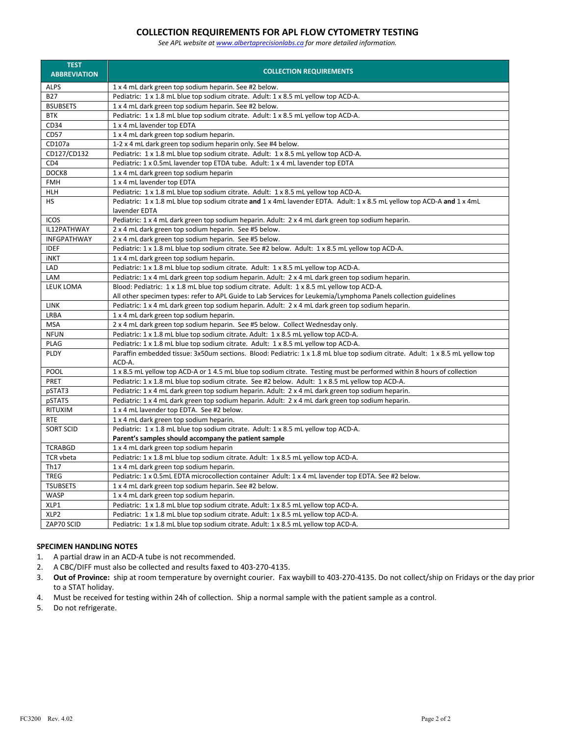# COLLECTION REQUIREMENTS FOR APL FLOW CYTOMETRY TESTING

*See APL website at www.albertaprecisionlabs.ca for more detailed information.*

| TEST ABBREVIATION | COLLECTION REQUIREMENTS |
|---|---|
| ALPS | 1 x 4 mL dark green top sodium heparin. See #2 below. |
| B27 | Pediatric: 1 x 1.8 mL blue top sodium citrate. Adult: 1 x 8.5 mL yellow top ACD-A. |
| BSUBSETS | 1 x 4 mL dark green top sodium heparin. See #2 below. |
| BTK | Pediatric: 1 x 1.8 mL blue top sodium citrate. Adult: 1 x 8.5 mL yellow top ACD-A. |
| CD34 | 1 x 4 mL lavender top EDTA |
| CD57 | 1 x 4 mL dark green top sodium heparin. |
| CD107a | 1-2 x 4 mL dark green top sodium heparin only. See #4 below. |
| CD127/CD132 | Pediatric: 1 x 1.8 mL blue top sodium citrate. Adult: 1 x 8.5 mL yellow top ACD-A. |
| CD4 | Pediatric: 1 x 0.5mL lavender top ETDA tube. Adult: 1 x 4 mL lavender top EDTA |
| DOCK8 | 1 x 4 mL dark green top sodium heparin |
| FMH | 1 x 4 mL lavender top EDTA |
| HLH | Pediatric: 1 x 1.8 mL blue top sodium citrate. Adult: 1 x 8.5 mL yellow top ACD-A. |
| HS | Pediatric: 1 x 1.8 mL blue top sodium citrate **and** 1 x 4mL lavender EDTA. Adult: 1 x 8.5 mL yellow top ACD-A **and** 1 x 4mL lavender EDTA |
| ICOS | Pediatric: 1 x 4 mL dark green top sodium heparin. Adult: 2 x 4 mL dark green top sodium heparin. |
| IL12PATHWAY | 2 x 4 mL dark green top sodium heparin. See #5 below. |
| INFGPATHWAY | 2 x 4 mL dark green top sodium heparin. See #5 below. |
| IDEF | Pediatric: 1 x 1.8 mL blue top sodium citrate. See #2 below. Adult: 1 x 8.5 mL yellow top ACD-A. |
| iNKT | 1 x 4 mL dark green top sodium heparin. |
| LAD | Pediatric: 1 x 1.8 mL blue top sodium citrate. Adult: 1 x 8.5 mL yellow top ACD-A. |
| LAM | Pediatric: 1 x 4 mL dark green top sodium heparin. Adult: 2 x 4 mL dark green top sodium heparin. |
| LEUK LOMA | Blood: Pediatric: 1 x 1.8 mL blue top sodium citrate. Adult: 1 x 8.5 mL yellow top ACD-A. All other specimen types: refer to APL Guide to Lab Services for Leukemia/Lymphoma Panels collection guidelines |
| LINK | Pediatric: 1 x 4 mL dark green top sodium heparin. Adult: 2 x 4 mL dark green top sodium heparin. |
| LRBA | 1 x 4 mL dark green top sodium heparin. |
| MSA | 2 x 4 mL dark green top sodium heparin. See #5 below. Collect Wednesday only. |
| NFUN | Pediatric: 1 x 1.8 mL blue top sodium citrate. Adult: 1 x 8.5 mL yellow top ACD-A. |
| PLAG | Pediatric: 1 x 1.8 mL blue top sodium citrate. Adult: 1 x 8.5 mL yellow top ACD-A. |
| PLDY | Paraffin embedded tissue: 3x50um sections. Blood: Pediatric: 1 x 1.8 mL blue top sodium citrate. Adult: 1 x 8.5 mL yellow top ACD-A. |
| POOL | 1 x 8.5 mL yellow top ACD-A or 1 4.5 mL blue top sodium citrate. Testing must be performed within 8 hours of collection |
| PRET | Pediatric: 1 x 1.8 mL blue top sodium citrate. See #2 below. Adult: 1 x 8.5 mL yellow top ACD-A. |
| pSTAT3 | Pediatric: 1 x 4 mL dark green top sodium heparin. Adult: 2 x 4 mL dark green top sodium heparin. |
| pSTAT5 | Pediatric: 1 x 4 mL dark green top sodium heparin. Adult: 2 x 4 mL dark green top sodium heparin. |
| RITUXIM | 1 x 4 mL lavender top EDTA. See #2 below. |
| RTE | 1 x 4 mL dark green top sodium heparin. |
| SORT SCID | Pediatric: 1 x 1.8 mL blue top sodium citrate. Adult: 1 x 8.5 mL yellow top ACD-A. **Parent's samples should accompany the patient sample** |
| TCRABGD | 1 x 4 mL dark green top sodium heparin |
| TCR vbeta | Pediatric: 1 x 1.8 mL blue top sodium citrate. Adult: 1 x 8.5 mL yellow top ACD-A. |
| Th17 | 1 x 4 mL dark green top sodium heparin. |
| TREG | Pediatric: 1 x 0.5mL EDTA microcollection container Adult: 1 x 4 mL lavender top EDTA. See #2 below. |
| TSUBSETS | 1 x 4 mL dark green top sodium heparin. See #2 below. |
| WASP | 1 x 4 mL dark green top sodium heparin. |
| XLP1 | Pediatric: 1 x 1.8 mL blue top sodium citrate. Adult: 1 x 8.5 mL yellow top ACD-A. |
| XLP2 | Pediatric: 1 x 1.8 mL blue top sodium citrate. Adult: 1 x 8.5 mL yellow top ACD-A. |
| ZAP70 SCID | Pediatric: 1 x 1.8 mL blue top sodium citrate. Adult: 1 x 8.5 mL yellow top ACD-A. |

**SPECIMEN HANDLING NOTES**

1. A partial draw in an ACD-A tube is not recommended.
2. A CBC/DIFF must also be collected and results faxed to 403-270-4135.
3. **Out of Province:** ship at room temperature by overnight courier. Fax waybill to 403-270-4135. Do not collect/ship on Fridays or the day prior to a STAT holiday.
4. Must be received for testing within 24h of collection. Ship a normal sample with the patient sample as a control.
5. Do not refrigerate.

FC3200 Rev. 4.02